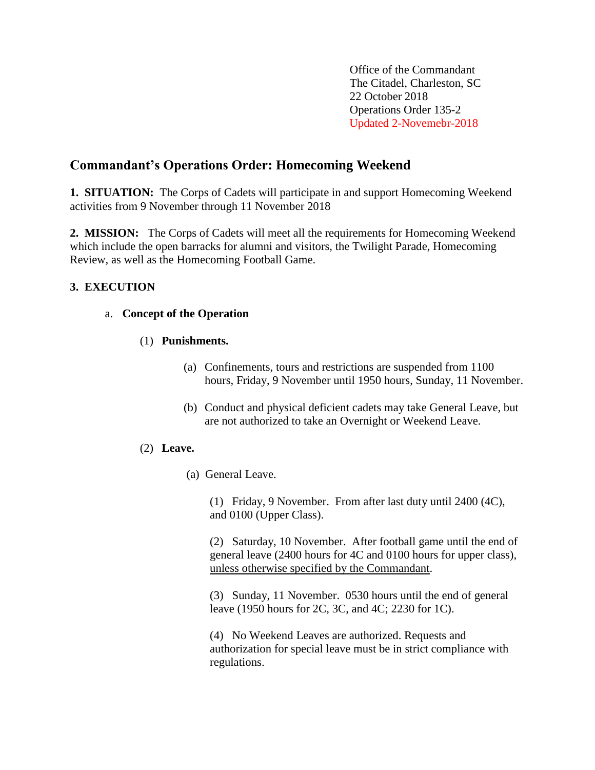Office of the Commandant
The Citadel, Charleston, SC
22 October 2018
Operations Order 135-2
Updated 2-Novemebr-2018

## Commandant's Operations Order: Homecoming Weekend

**1. SITUATION:** The Corps of Cadets will participate in and support Homecoming Weekend activities from 9 November through 11 November 2018

**2. MISSION:** The Corps of Cadets will meet all the requirements for Homecoming Weekend which include the open barracks for alumni and visitors, the Twilight Parade, Homecoming Review, as well as the Homecoming Football Game.

**3. EXECUTION**

a. **Concept of the Operation**

(1) **Punishments.**

(a) Confinements, tours and restrictions are suspended from 1100 hours, Friday, 9 November until 1950 hours, Sunday, 11 November.

(b) Conduct and physical deficient cadets may take General Leave, but are not authorized to take an Overnight or Weekend Leave.

(2) **Leave.**

(a) General Leave.

(1) Friday, 9 November. From after last duty until 2400 (4C), and 0100 (Upper Class).

(2) Saturday, 10 November. After football game until the end of general leave (2400 hours for 4C and 0100 hours for upper class), <u>unless otherwise specified by the Commandant</u>.

(3) Sunday, 11 November. 0530 hours until the end of general leave (1950 hours for 2C, 3C, and 4C; 2230 for 1C).

(4) No Weekend Leaves are authorized. Requests and authorization for special leave must be in strict compliance with regulations.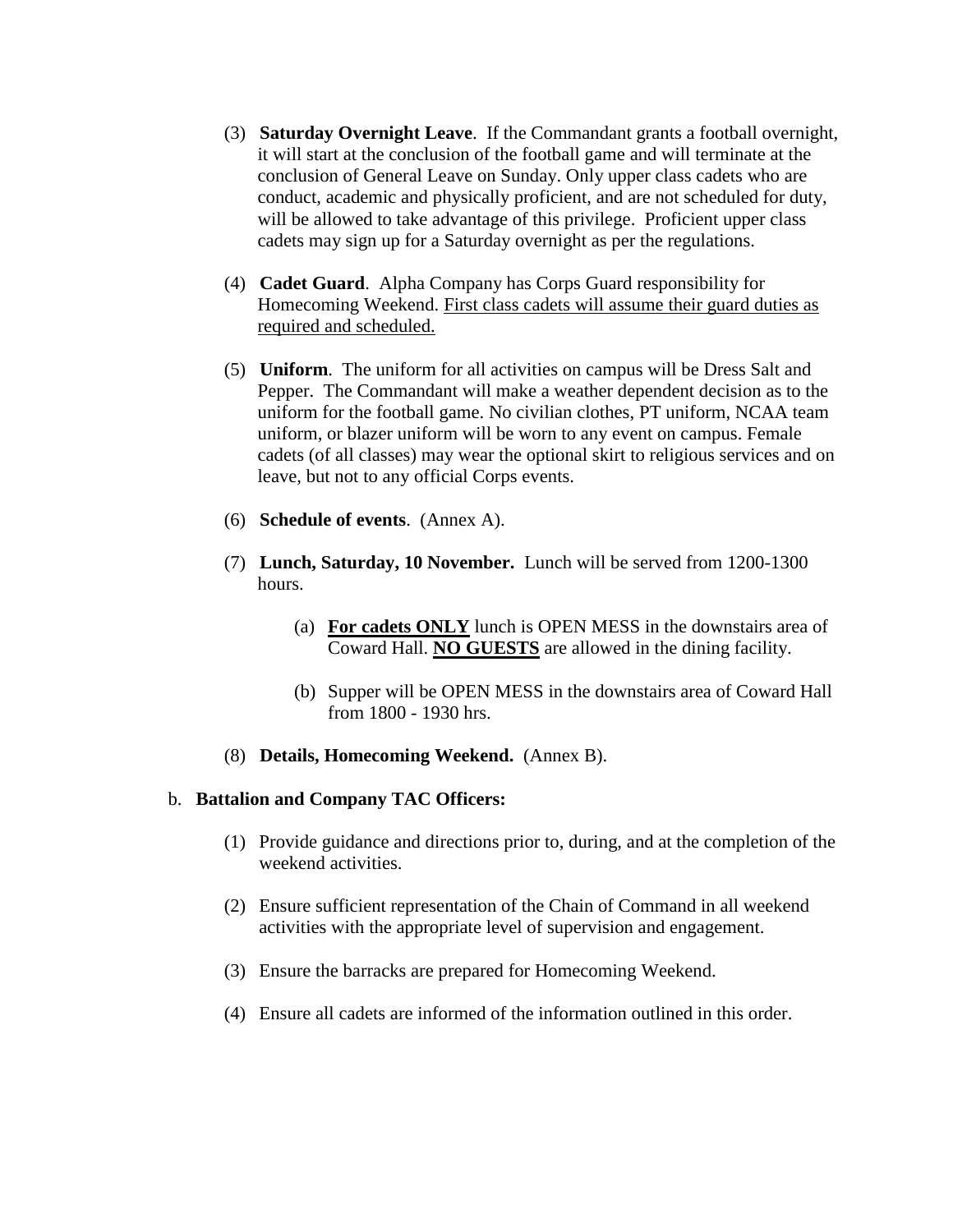(3) **Saturday Overnight Leave**. If the Commandant grants a football overnight, it will start at the conclusion of the football game and will terminate at the conclusion of General Leave on Sunday. Only upper class cadets who are conduct, academic and physically proficient, and are not scheduled for duty, will be allowed to take advantage of this privilege. Proficient upper class cadets may sign up for a Saturday overnight as per the regulations.

(4) **Cadet Guard**. Alpha Company has Corps Guard responsibility for Homecoming Weekend. <u>First class cadets will assume their guard duties as required and scheduled.</u>

(5) **Uniform**. The uniform for all activities on campus will be Dress Salt and Pepper. The Commandant will make a weather dependent decision as to the uniform for the football game. No civilian clothes, PT uniform, NCAA team uniform, or blazer uniform will be worn to any event on campus. Female cadets (of all classes) may wear the optional skirt to religious services and on leave, but not to any official Corps events.

(6) **Schedule of events**. (Annex A).

(7) **Lunch, Saturday, 10 November.** Lunch will be served from 1200-1300 hours.

(a) <u>**For cadets ONLY**</u> lunch is OPEN MESS in the downstairs area of Coward Hall. <u>**NO GUESTS**</u> are allowed in the dining facility.

(b) Supper will be OPEN MESS in the downstairs area of Coward Hall from 1800 - 1930 hrs.

(8) **Details, Homecoming Weekend.** (Annex B).

b. **Battalion and Company TAC Officers:**

(1) Provide guidance and directions prior to, during, and at the completion of the weekend activities.

(2) Ensure sufficient representation of the Chain of Command in all weekend activities with the appropriate level of supervision and engagement.

(3) Ensure the barracks are prepared for Homecoming Weekend.

(4) Ensure all cadets are informed of the information outlined in this order.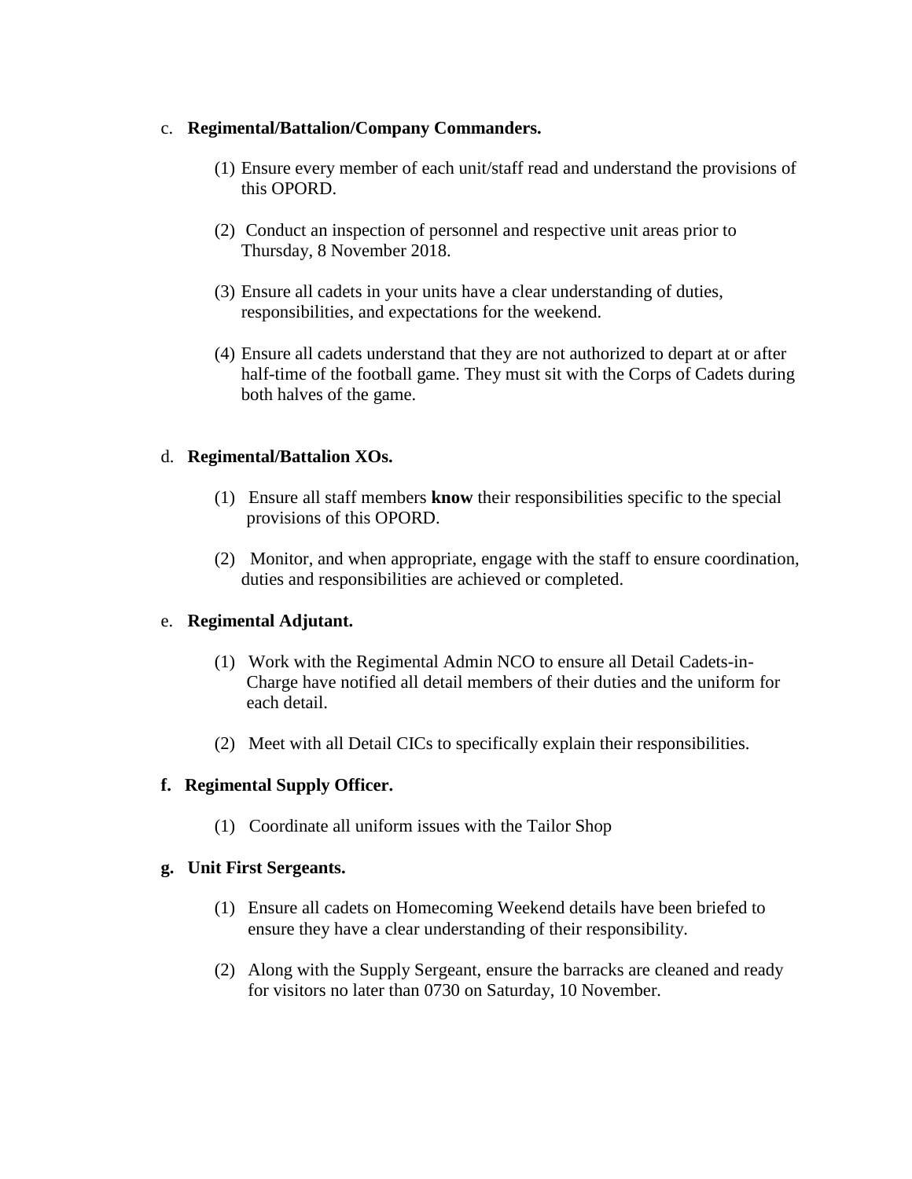c. **Regimental/Battalion/Company Commanders.**

(1) Ensure every member of each unit/staff read and understand the provisions of this OPORD.

(2) Conduct an inspection of personnel and respective unit areas prior to Thursday, 8 November 2018.

(3) Ensure all cadets in your units have a clear understanding of duties, responsibilities, and expectations for the weekend.

(4) Ensure all cadets understand that they are not authorized to depart at or after half-time of the football game. They must sit with the Corps of Cadets during both halves of the game.

d. **Regimental/Battalion XOs.**

(1) Ensure all staff members **know** their responsibilities specific to the special provisions of this OPORD.

(2) Monitor, and when appropriate, engage with the staff to ensure coordination, duties and responsibilities are achieved or completed.

e. **Regimental Adjutant.**

(1) Work with the Regimental Admin NCO to ensure all Detail Cadets-in-Charge have notified all detail members of their duties and the uniform for each detail.

(2) Meet with all Detail CICs to specifically explain their responsibilities.

**f. Regimental Supply Officer.**

(1) Coordinate all uniform issues with the Tailor Shop

**g. Unit First Sergeants.**

(1) Ensure all cadets on Homecoming Weekend details have been briefed to ensure they have a clear understanding of their responsibility.

(2) Along with the Supply Sergeant, ensure the barracks are cleaned and ready for visitors no later than 0730 on Saturday, 10 November.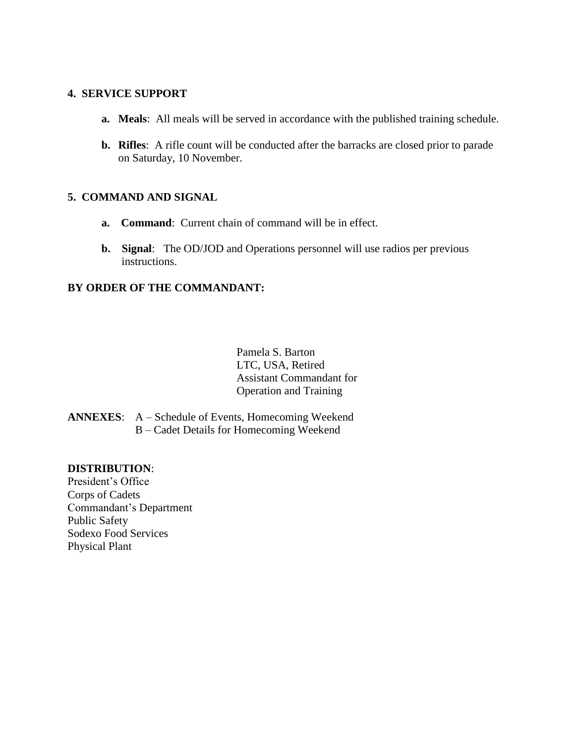**4. SERVICE SUPPORT**

a. **Meals**: All meals will be served in accordance with the published training schedule.

b. **Rifles**: A rifle count will be conducted after the barracks are closed prior to parade on Saturday, 10 November.

**5. COMMAND AND SIGNAL**

a. **Command**: Current chain of command will be in effect.

b. **Signal**: The OD/JOD and Operations personnel will use radios per previous instructions.

**BY ORDER OF THE COMMANDANT:**

Pamela S. Barton
LTC, USA, Retired
Assistant Commandant for
Operation and Training

**ANNEXES**: A – Schedule of Events, Homecoming Weekend
B – Cadet Details for Homecoming Weekend

**DISTRIBUTION**:
President's Office
Corps of Cadets
Commandant's Department
Public Safety
Sodexo Food Services
Physical Plant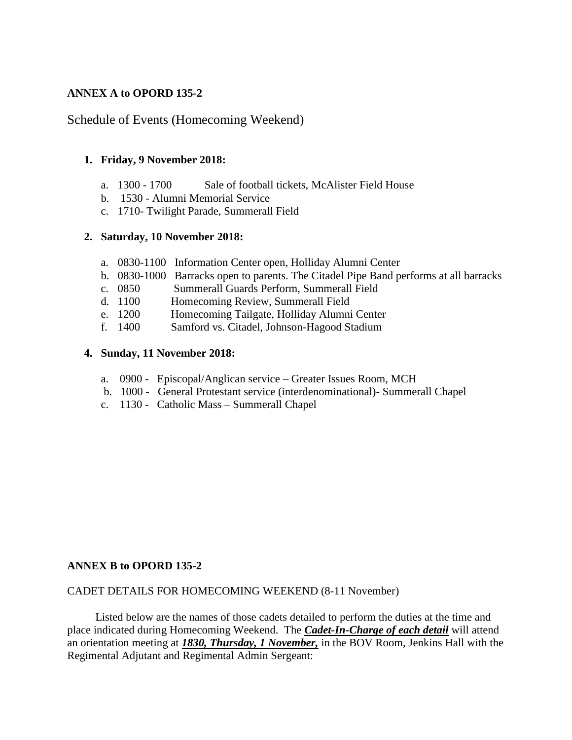**ANNEX A to OPORD 135-2**

Schedule of Events (Homecoming Weekend)

1. **Friday, 9 November 2018:**

   a. 1300 - 1700 Sale of football tickets, McAlister Field House
   b. 1530 - Alumni Memorial Service
   c. 1710- Twilight Parade, Summerall Field

2. **Saturday, 10 November 2018:**

   a. 0830-1100 Information Center open, Holliday Alumni Center
   b. 0830-1000 Barracks open to parents. The Citadel Pipe Band performs at all barracks
   c. 0850 Summerall Guards Perform, Summerall Field
   d. 1100 Homecoming Review, Summerall Field
   e. 1200 Homecoming Tailgate, Holliday Alumni Center
   f. 1400 Samford vs. Citadel, Johnson-Hagood Stadium

4. **Sunday, 11 November 2018:**

   a. 0900 - Episcopal/Anglican service – Greater Issues Room, MCH
   b. 1000 - General Protestant service (interdenominational)- Summerall Chapel
   c. 1130 - Catholic Mass – Summerall Chapel

**ANNEX B to OPORD 135-2**

CADET DETAILS FOR HOMECOMING WEEKEND (8-11 November)

Listed below are the names of those cadets detailed to perform the duties at the time and place indicated during Homecoming Weekend. The ***Cadet-In-Charge of each detail*** will attend an orientation meeting at ***1830, Thursday, 1 November,*** in the BOV Room, Jenkins Hall with the Regimental Adjutant and Regimental Admin Sergeant: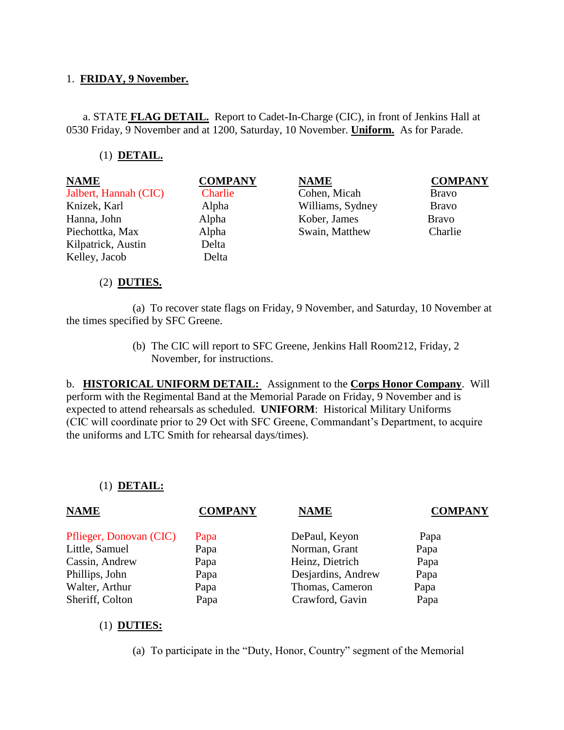1. **FRIDAY, 9 November.**

a. STATE **FLAG DETAIL.** Report to Cadet-In-Charge (CIC), in front of Jenkins Hall at 0530 Friday, 9 November and at 1200, Saturday, 10 November. **Uniform.** As for Parade.

(1) **DETAIL.**

| NAME | COMPANY | NAME | COMPANY |
|---|---|---|---|
| Jalbert, Hannah (CIC) | Charlie | Cohen, Micah | Bravo |
| Knizek, Karl | Alpha | Williams, Sydney | Bravo |
| Hanna, John | Alpha | Kober, James | Bravo |
| Piechottka, Max | Alpha | Swain, Matthew | Charlie |
| Kilpatrick, Austin | Delta | | |
| Kelley, Jacob | Delta | | |

(2) **DUTIES.**

(a) To recover state flags on Friday, 9 November, and Saturday, 10 November at the times specified by SFC Greene.

(b) The CIC will report to SFC Greene, Jenkins Hall Room212, Friday, 2 November, for instructions.

b. **HISTORICAL UNIFORM DETAIL:** Assignment to the **Corps Honor Company**. Will perform with the Regimental Band at the Memorial Parade on Friday, 9 November and is expected to attend rehearsals as scheduled. **UNIFORM**: Historical Military Uniforms (CIC will coordinate prior to 29 Oct with SFC Greene, Commandant's Department, to acquire the uniforms and LTC Smith for rehearsal days/times).

(1) **DETAIL:**

| NAME | COMPANY | NAME | COMPANY |
|---|---|---|---|
| Pflieger, Donovan (CIC) | Papa | DePaul, Keyon | Papa |
| Little, Samuel | Papa | Norman, Grant | Papa |
| Cassin, Andrew | Papa | Heinz, Dietrich | Papa |
| Phillips, John | Papa | Desjardins, Andrew | Papa |
| Walter, Arthur | Papa | Thomas, Cameron | Papa |
| Sheriff, Colton | Papa | Crawford, Gavin | Papa |

(1) **DUTIES:**

(a) To participate in the "Duty, Honor, Country" segment of the Memorial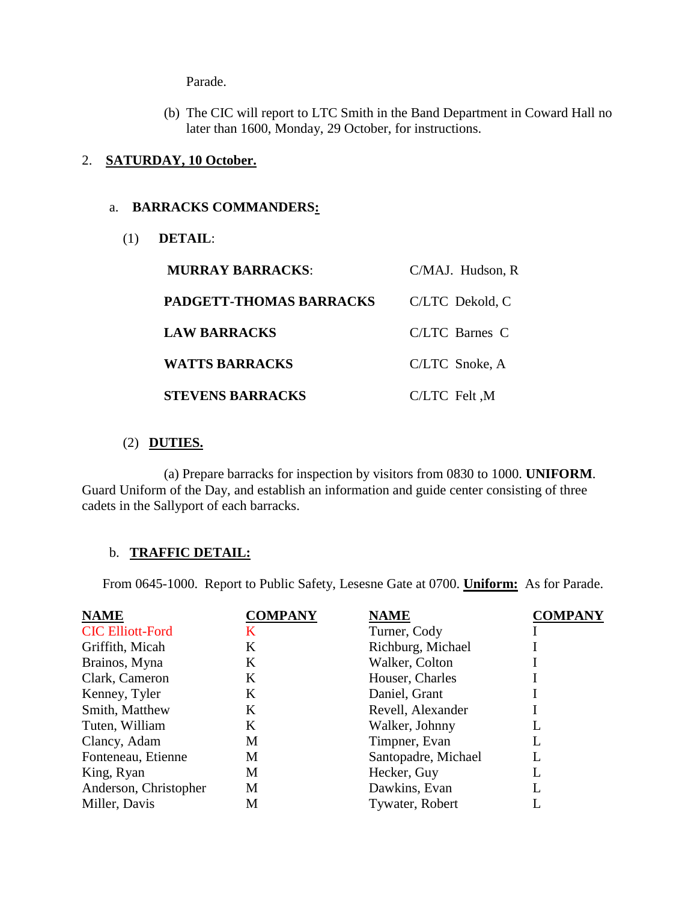Parade.

(b) The CIC will report to LTC Smith in the Band Department in Coward Hall no later than 1600, Monday, 29 October, for instructions.

2. **SATURDAY, 10 October.**

a. **BARRACKS COMMANDERS:**

(1) **DETAIL**:

| | |
|---|---|
| **MURRAY BARRACKS**: | C/MAJ. Hudson, R |
| **PADGETT-THOMAS BARRACKS** | C/LTC Dekold, C |
| **LAW BARRACKS** | C/LTC Barnes C |
| **WATTS BARRACKS** | C/LTC Snoke, A |
| **STEVENS BARRACKS** | C/LTC Felt ,M |

(2) **DUTIES.**

(a) Prepare barracks for inspection by visitors from 0830 to 1000. **UNIFORM**. Guard Uniform of the Day, and establish an information and guide center consisting of three cadets in the Sallyport of each barracks.

b. **TRAFFIC DETAIL:**

From 0645-1000. Report to Public Safety, Lesesne Gate at 0700. **Uniform:** As for Parade.

| NAME | COMPANY | NAME | COMPANY |
|---|---|---|---|
| CIC Elliott-Ford | K | Turner, Cody | I |
| Griffith, Micah | K | Richburg, Michael | I |
| Brainos, Myna | K | Walker, Colton | I |
| Clark, Cameron | K | Houser, Charles | I |
| Kenney, Tyler | K | Daniel, Grant | I |
| Smith, Matthew | K | Revell, Alexander | I |
| Tuten, William | K | Walker, Johnny | L |
| Clancy, Adam | M | Timpner, Evan | L |
| Fonteneau, Etienne | M | Santopadre, Michael | L |
| King, Ryan | M | Hecker, Guy | L |
| Anderson, Christopher | M | Dawkins, Evan | L |
| Miller, Davis | M | Tywater, Robert | L |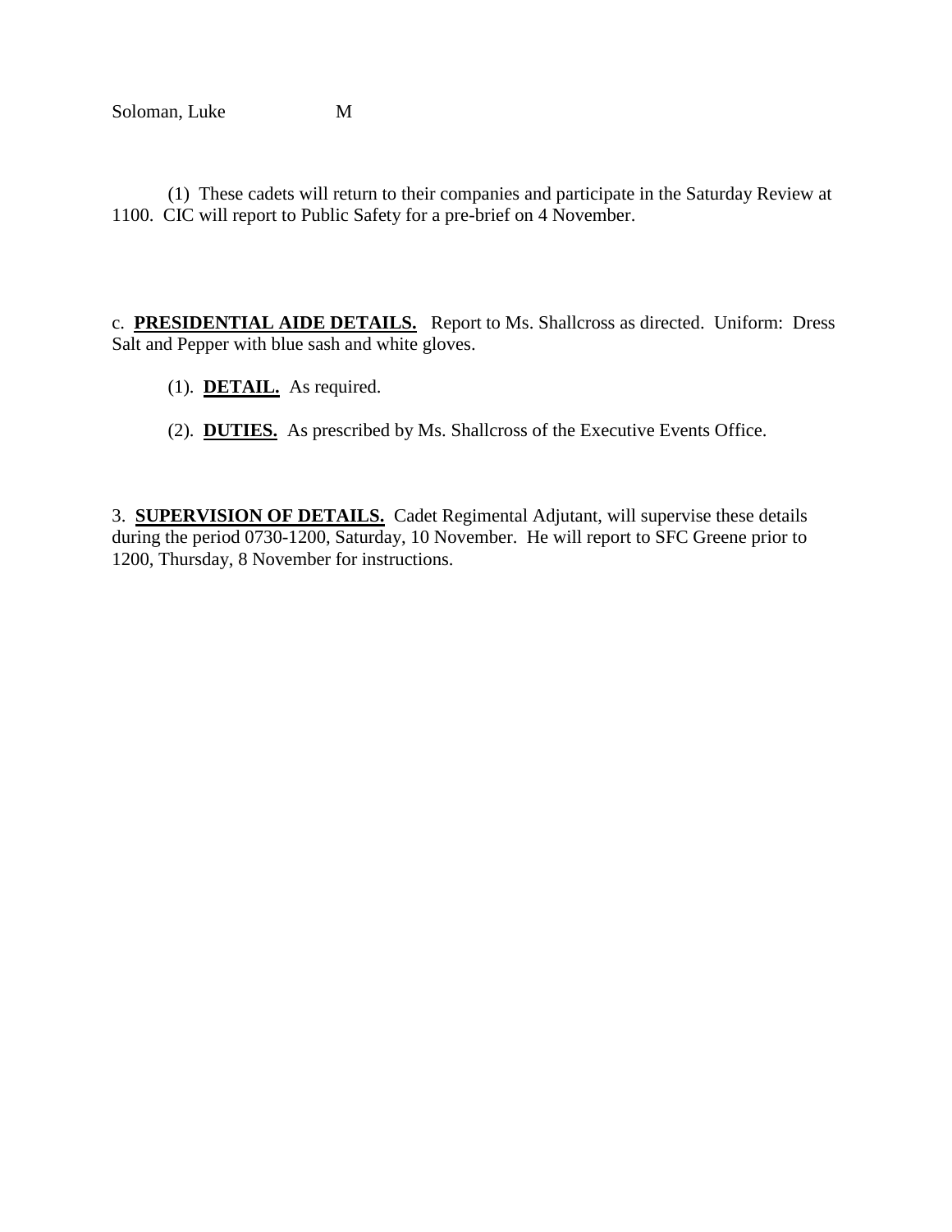Soloman, Luke M

(1) These cadets will return to their companies and participate in the Saturday Review at 1100. CIC will report to Public Safety for a pre-brief on 4 November.

c. **PRESIDENTIAL AIDE DETAILS.** Report to Ms. Shallcross as directed. Uniform: Dress Salt and Pepper with blue sash and white gloves.

(1). **DETAIL.** As required.

(2). **DUTIES.** As prescribed by Ms. Shallcross of the Executive Events Office.

3. **SUPERVISION OF DETAILS.** Cadet Regimental Adjutant, will supervise these details during the period 0730-1200, Saturday, 10 November. He will report to SFC Greene prior to 1200, Thursday, 8 November for instructions.